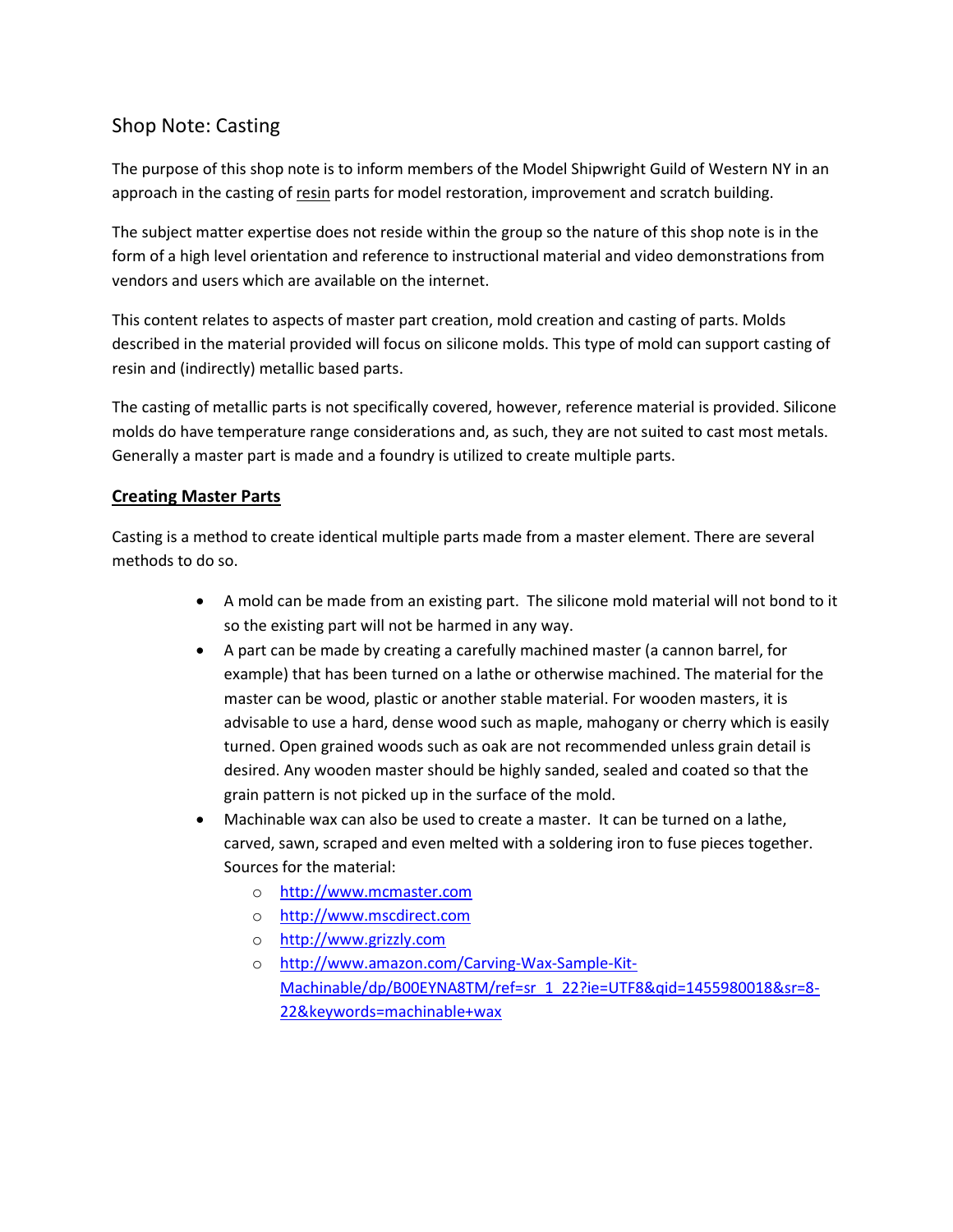## Shop Note: Casting

The purpose of this shop note is to inform members of the Model Shipwright Guild of Western NY in an approach in the casting of resin parts for model restoration, improvement and scratch building.

The subject matter expertise does not reside within the group so the nature of this shop note is in the form of a high level orientation and reference to instructional material and video demonstrations from vendors and users which are available on the internet.

This content relates to aspects of master part creation, mold creation and casting of parts. Molds described in the material provided will focus on silicone molds. This type of mold can support casting of resin and (indirectly) metallic based parts.

The casting of metallic parts is not specifically covered, however, reference material is provided. Silicone molds do have temperature range considerations and, as such, they are not suited to cast most metals. Generally a master part is made and a foundry is utilized to create multiple parts.

### Creating Master Parts

Casting is a method to create identical multiple parts made from a master element. There are several methods to do so.

- A mold can be made from an existing part. The silicone mold material will not bond to it so the existing part will not be harmed in any way.
- A part can be made by creating a carefully machined master (a cannon barrel, for example) that has been turned on a lathe or otherwise machined. The material for the master can be wood, plastic or another stable material. For wooden masters, it is advisable to use a hard, dense wood such as maple, mahogany or cherry which is easily turned. Open grained woods such as oak are not recommended unless grain detail is desired. Any wooden master should be highly sanded, sealed and coated so that the grain pattern is not picked up in the surface of the mold.
- Machinable wax can also be used to create a master. It can be turned on a lathe, carved, sawn, scraped and even melted with a soldering iron to fuse pieces together. Sources for the material:
  - http://www.mcmaster.com
  - http://www.mscdirect.com
  - http://www.grizzly.com
  - http://www.amazon.com/Carving-Wax-Sample-Kit-Machinable/dp/B00EYNA8TM/ref=sr_1_22?ie=UTF8&qid=1455980018&sr=8-22&keywords=machinable+wax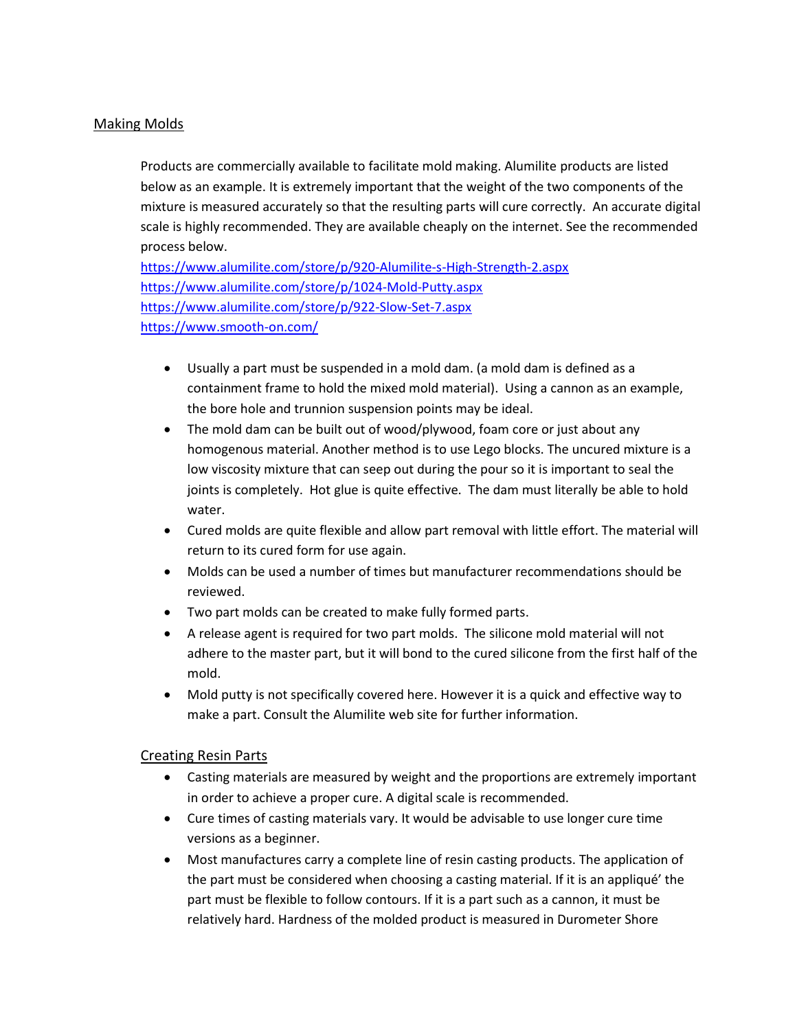## Making Molds

Products are commercially available to facilitate mold making. Alumilite products are listed below as an example. It is extremely important that the weight of the two components of the mixture is measured accurately so that the resulting parts will cure correctly. An accurate digital scale is highly recommended. They are available cheaply on the internet. See the recommended process below.

https://www.alumilite.com/store/p/920-Alumilite-s-High-Strength-2.aspx
https://www.alumilite.com/store/p/1024-Mold-Putty.aspx
https://www.alumilite.com/store/p/922-Slow-Set-7.aspx
https://www.smooth-on.com/

- Usually a part must be suspended in a mold dam. (a mold dam is defined as a containment frame to hold the mixed mold material). Using a cannon as an example, the bore hole and trunnion suspension points may be ideal.
- The mold dam can be built out of wood/plywood, foam core or just about any homogenous material. Another method is to use Lego blocks. The uncured mixture is a low viscosity mixture that can seep out during the pour so it is important to seal the joints is completely. Hot glue is quite effective. The dam must literally be able to hold water.
- Cured molds are quite flexible and allow part removal with little effort. The material will return to its cured form for use again.
- Molds can be used a number of times but manufacturer recommendations should be reviewed.
- Two part molds can be created to make fully formed parts.
- A release agent is required for two part molds. The silicone mold material will not adhere to the master part, but it will bond to the cured silicone from the first half of the mold.
- Mold putty is not specifically covered here. However it is a quick and effective way to make a part. Consult the Alumilite web site for further information.

## Creating Resin Parts

- Casting materials are measured by weight and the proportions are extremely important in order to achieve a proper cure. A digital scale is recommended.
- Cure times of casting materials vary. It would be advisable to use longer cure time versions as a beginner.
- Most manufactures carry a complete line of resin casting products. The application of the part must be considered when choosing a casting material. If it is an appliqué' the part must be flexible to follow contours. If it is a part such as a cannon, it must be relatively hard. Hardness of the molded product is measured in Durometer Shore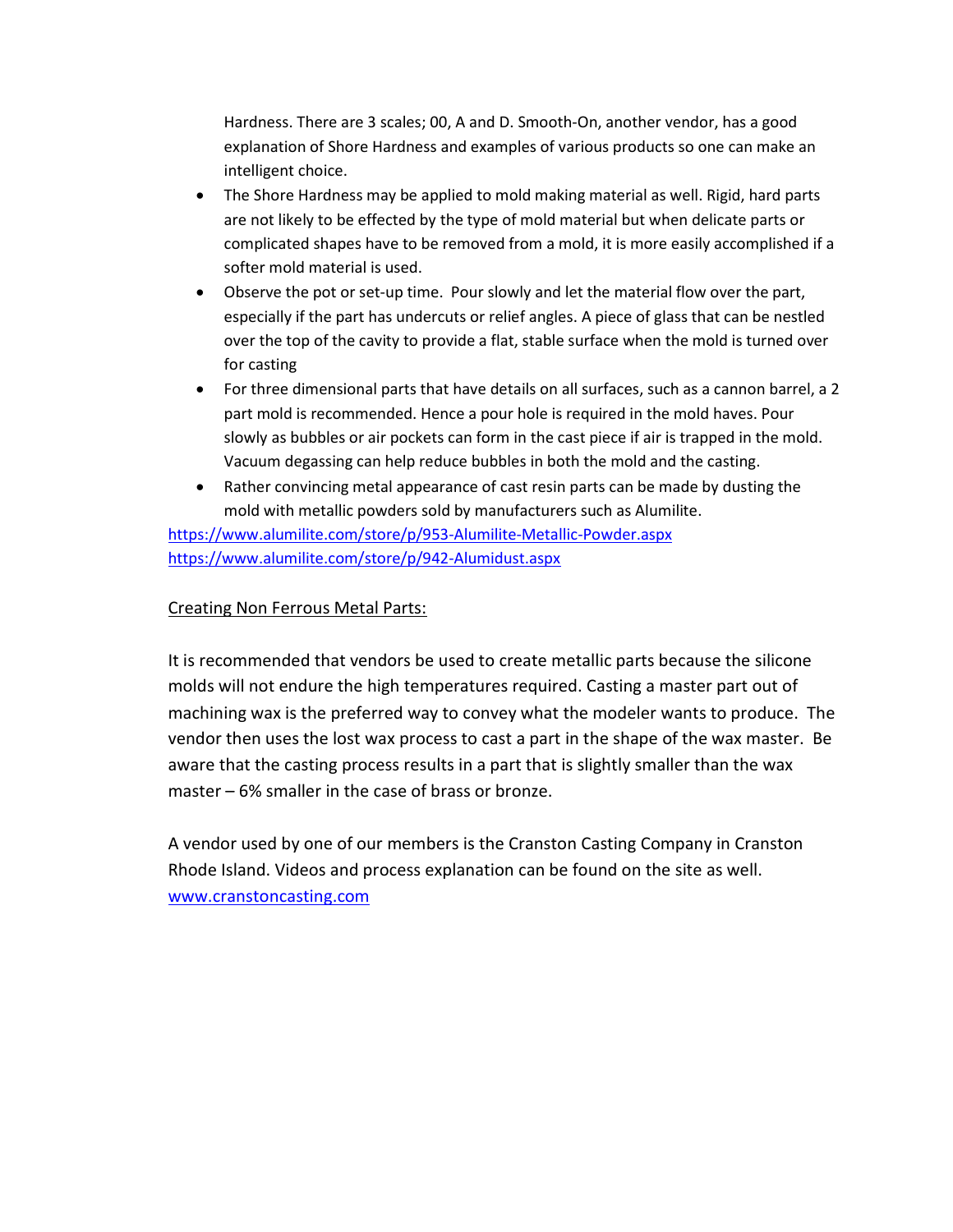Hardness. There are 3 scales; 00, A and D. Smooth-On, another vendor, has a good explanation of Shore Hardness and examples of various products so one can make an intelligent choice.

- The Shore Hardness may be applied to mold making material as well. Rigid, hard parts are not likely to be effected by the type of mold material but when delicate parts or complicated shapes have to be removed from a mold, it is more easily accomplished if a softer mold material is used.
- Observe the pot or set-up time. Pour slowly and let the material flow over the part, especially if the part has undercuts or relief angles. A piece of glass that can be nestled over the top of the cavity to provide a flat, stable surface when the mold is turned over for casting
- For three dimensional parts that have details on all surfaces, such as a cannon barrel, a 2 part mold is recommended. Hence a pour hole is required in the mold haves. Pour slowly as bubbles or air pockets can form in the cast piece if air is trapped in the mold. Vacuum degassing can help reduce bubbles in both the mold and the casting.
- Rather convincing metal appearance of cast resin parts can be made by dusting the mold with metallic powders sold by manufacturers such as Alumilite.

https://www.alumilite.com/store/p/953-Alumilite-Metallic-Powder.aspx
https://www.alumilite.com/store/p/942-Alumidust.aspx

Creating Non Ferrous Metal Parts:

It is recommended that vendors be used to create metallic parts because the silicone molds will not endure the high temperatures required. Casting a master part out of machining wax is the preferred way to convey what the modeler wants to produce. The vendor then uses the lost wax process to cast a part in the shape of the wax master. Be aware that the casting process results in a part that is slightly smaller than the wax master – 6% smaller in the case of brass or bronze.

A vendor used by one of our members is the Cranston Casting Company in Cranston Rhode Island. Videos and process explanation can be found on the site as well.
www.cranstoncasting.com